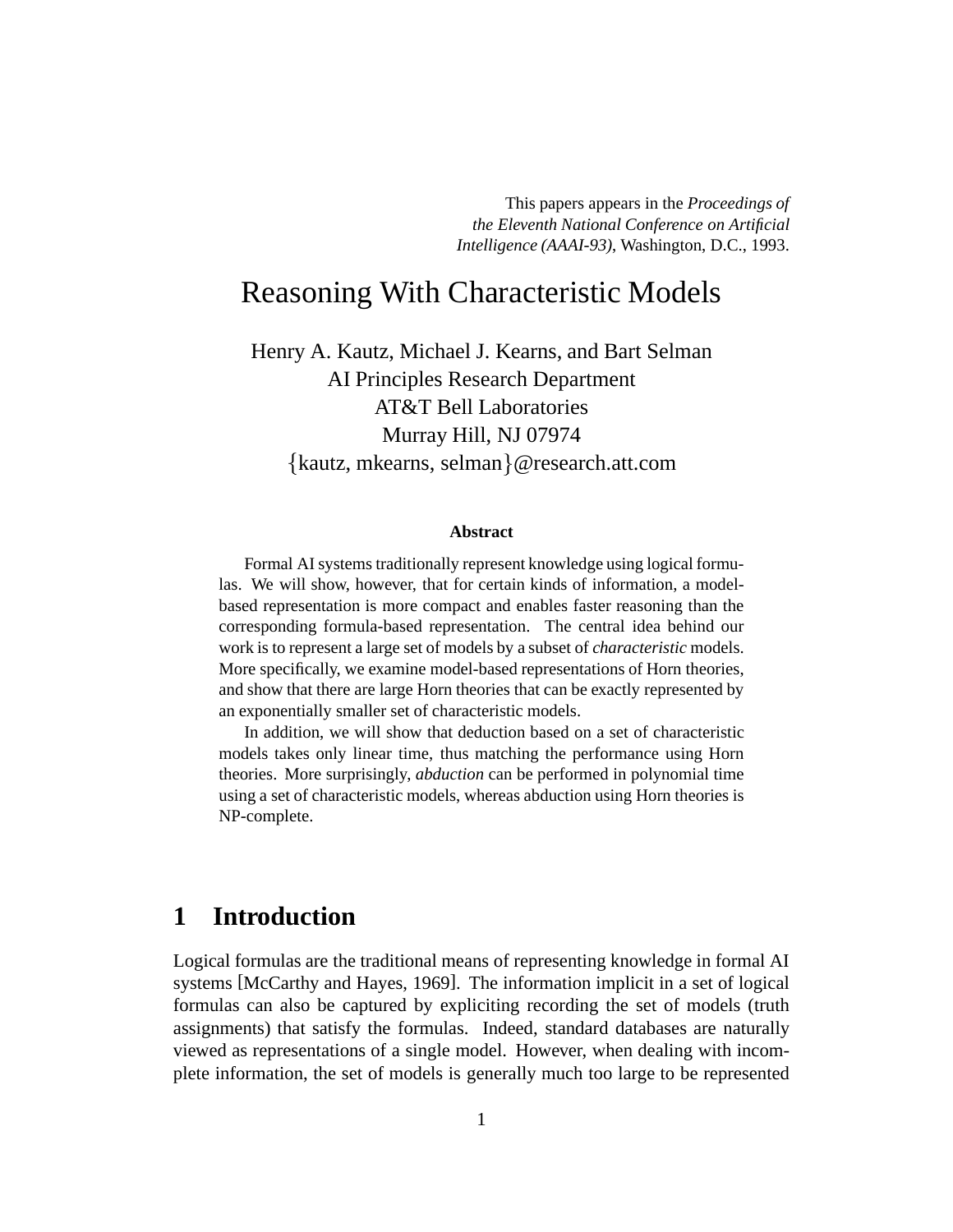This papers appears in the *Proceedings of the Eleventh National Conference on Artificial Intelligence (AAAI-93)*, Washington, D.C., 1993.

# Reasoning With Characteristic Models

Henry A. Kautz, Michael J. Kearns, and Bart Selman
AI Principles Research Department
AT&T Bell Laboratories
Murray Hill, NJ 07974
{kautz, mkearns, selman}@research.att.com

**Abstract**

Formal AI systems traditionally represent knowledge using logical formulas. We will show, however, that for certain kinds of information, a model-based representation is more compact and enables faster reasoning than the corresponding formula-based representation. The central idea behind our work is to represent a large set of models by a subset of *characteristic* models. More specifically, we examine model-based representations of Horn theories, and show that there are large Horn theories that can be exactly represented by an exponentially smaller set of characteristic models.

In addition, we will show that deduction based on a set of characteristic models takes only linear time, thus matching the performance using Horn theories. More surprisingly, *abduction* can be performed in polynomial time using a set of characteristic models, whereas abduction using Horn theories is NP-complete.

## 1 Introduction

Logical formulas are the traditional means of representing knowledge in formal AI systems [McCarthy and Hayes, 1969]. The information implicit in a set of logical formulas can also be captured by expliciting recording the set of models (truth assignments) that satisfy the formulas. Indeed, standard databases are naturally viewed as representations of a single model. However, when dealing with incomplete information, the set of models is generally much too large to be represented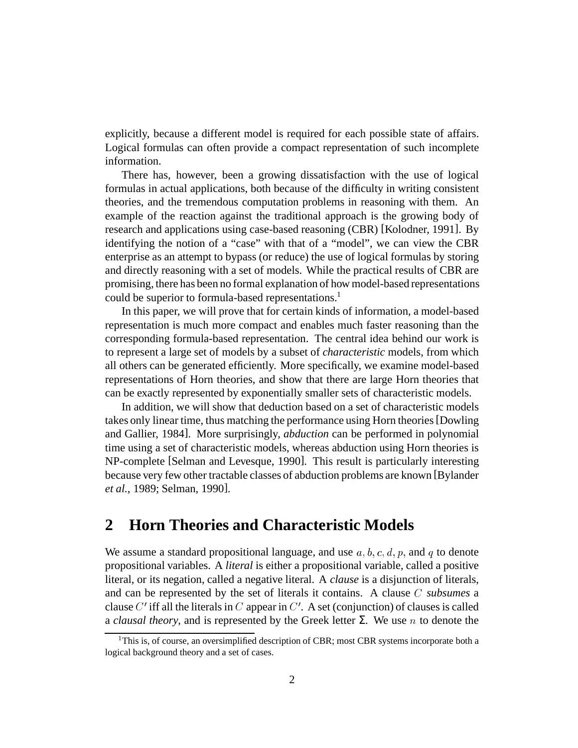explicitly, because a different model is required for each possible state of affairs. Logical formulas can often provide a compact representation of such incomplete information.

There has, however, been a growing dissatisfaction with the use of logical formulas in actual applications, both because of the difficulty in writing consistent theories, and the tremendous computation problems in reasoning with them. An example of the reaction against the traditional approach is the growing body of research and applications using case-based reasoning (CBR) [Kolodner, 1991]. By identifying the notion of a "case" with that of a "model", we can view the CBR enterprise as an attempt to bypass (or reduce) the use of logical formulas by storing and directly reasoning with a set of models. While the practical results of CBR are promising, there has been no formal explanation of how model-based representations could be superior to formula-based representations.[1]

In this paper, we will prove that for certain kinds of information, a model-based representation is much more compact and enables much faster reasoning than the corresponding formula-based representation. The central idea behind our work is to represent a large set of models by a subset of *characteristic* models, from which all others can be generated efficiently. More specifically, we examine model-based representations of Horn theories, and show that there are large Horn theories that can be exactly represented by exponentially smaller sets of characteristic models.

In addition, we will show that deduction based on a set of characteristic models takes only linear time, thus matching the performance using Horn theories [Dowling and Gallier, 1984]. More surprisingly, *abduction* can be performed in polynomial time using a set of characteristic models, whereas abduction using Horn theories is NP-complete [Selman and Levesque, 1990]. This result is particularly interesting because very few other tractable classes of abduction problems are known [Bylander *et al.*, 1989; Selman, 1990].

## 2 Horn Theories and Characteristic Models

We assume a standard propositional language, and use $a, b, c, d, p$, and $q$ to denote propositional variables. A *literal* is either a propositional variable, called a positive literal, or its negation, called a negative literal. A *clause* is a disjunction of literals, and can be represented by the set of literals it contains. A clause $C$ *subsumes* a clause $C'$ iff all the literals in $C$ appear in $C'$. A set (conjunction) of clauses is called a *clausal theory*, and is represented by the Greek letter $\Sigma$. We use $n$ to denote the

[1] This is, of course, an oversimplified description of CBR; most CBR systems incorporate both a logical background theory and a set of cases.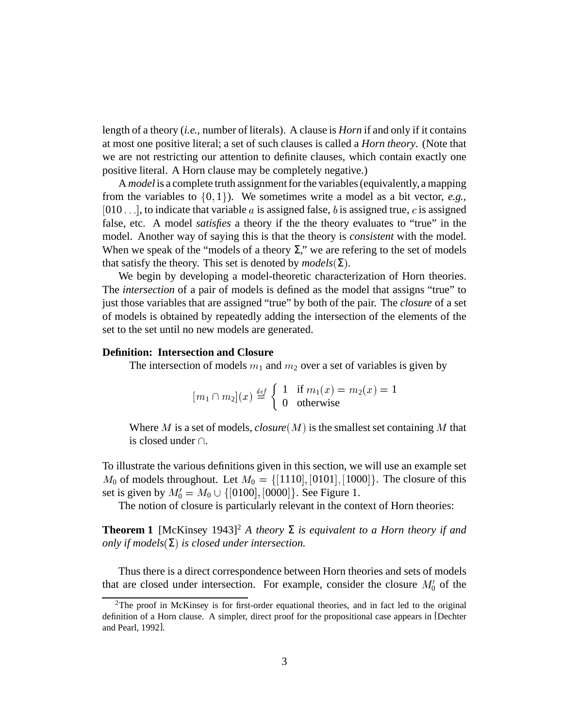length of a theory (*i.e.*, number of literals). A clause is *Horn* if and only if it contains at most one positive literal; a set of such clauses is called a *Horn theory*. (Note that we are not restricting our attention to definite clauses, which contain exactly one positive literal. A Horn clause may be completely negative.)

A *model* is a complete truth assignment for the variables (equivalently, a mapping from the variables to $\{0, 1\}$). We sometimes write a model as a bit vector, *e.g.*, $[010\ldots]$, to indicate that variable $a$ is assigned false, $b$ is assigned true, $c$ is assigned false, etc. A model *satisfies* a theory if the the theory evaluates to "true" in the model. Another way of saying this is that the theory is *consistent* with the model. When we speak of the "models of a theory $\Sigma$," we are refering to the set of models that satisfy the theory. This set is denoted by *models*$(\Sigma)$.

We begin by developing a model-theoretic characterization of Horn theories. The *intersection* of a pair of models is defined as the model that assigns "true" to just those variables that are assigned "true" by both of the pair. The *closure* of a set of models is obtained by repeatedly adding the intersection of the elements of the set to the set until no new models are generated.

**Definition: Intersection and Closure**

The intersection of models $m_1$ and $m_2$ over a set of variables is given by

$$[m_1 \cap m_2](x) \stackrel{def}{=} \begin{cases} 1 & \text{if } m_1(x) = m_2(x) = 1 \\ 0 & \text{otherwise} \end{cases}$$

Where $M$ is a set of models, *closure*$(M)$ is the smallest set containing $M$ that is closed under $\cap$.

To illustrate the various definitions given in this section, we will use an example set $M_0$ of models throughout. Let $M_0 = \{[1110], [0101], [1000]\}$. The closure of this set is given by $M_0' = M_0 \cup \{[0100], [0000]\}$. See Figure 1.

The notion of closure is particularly relevant in the context of Horn theories:

**Theorem 1** [McKinsey 1943][2] *A theory $\Sigma$ is equivalent to a Horn theory if and only if models$(\Sigma)$ is closed under intersection.*

Thus there is a direct correspondence between Horn theories and sets of models that are closed under intersection. For example, consider the closure $M_0'$ of the

[2]The proof in McKinsey is for first-order equational theories, and in fact led to the original definition of a Horn clause. A simpler, direct proof for the propositional case appears in [Dechter and Pearl, 1992].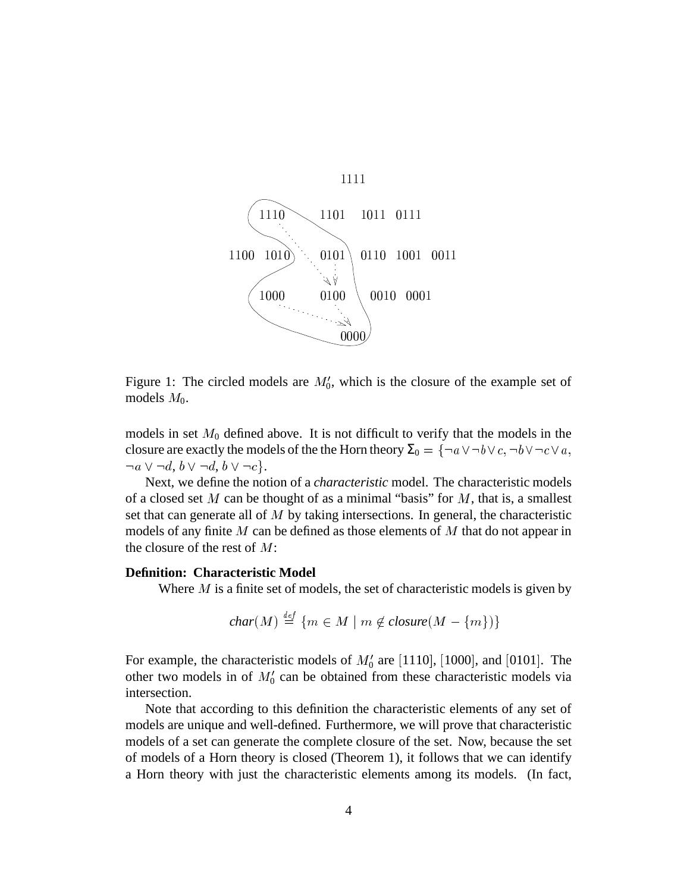Figure 1: The circled models are $M_0'$, which is the closure of the example set of models $M_0$.

models in set $M_0$ defined above. It is not difficult to verify that the models in the closure are exactly the models of the the Horn theory $\Sigma_0 = \{\neg a \vee \neg b \vee c, \neg b \vee \neg c \vee a, \neg a \vee \neg d, b \vee \neg d, b \vee \neg c\}$.

Next, we define the notion of a *characteristic* model. The characteristic models of a closed set $M$ can be thought of as a minimal "basis" for $M$, that is, a smallest set that can generate all of $M$ by taking intersections. In general, the characteristic models of any finite $M$ can be defined as those elements of $M$ that do not appear in the closure of the rest of $M$:

**Definition: Characteristic Model**

Where $M$ is a finite set of models, the set of characteristic models is given by

$$\textit{char}(M) \stackrel{def}{=} \{m \in M \mid m \notin \textit{closure}(M - \{m\})\}$$

For example, the characteristic models of $M_0'$ are [1110], [1000], and [0101]. The other two models in of $M_0'$ can be obtained from these characteristic models via intersection.

Note that according to this definition the characteristic elements of any set of models are unique and well-defined. Furthermore, we will prove that characteristic models of a set can generate the complete closure of the set. Now, because the set of models of a Horn theory is closed (Theorem 1), it follows that we can identify a Horn theory with just the characteristic elements among its models. (In fact,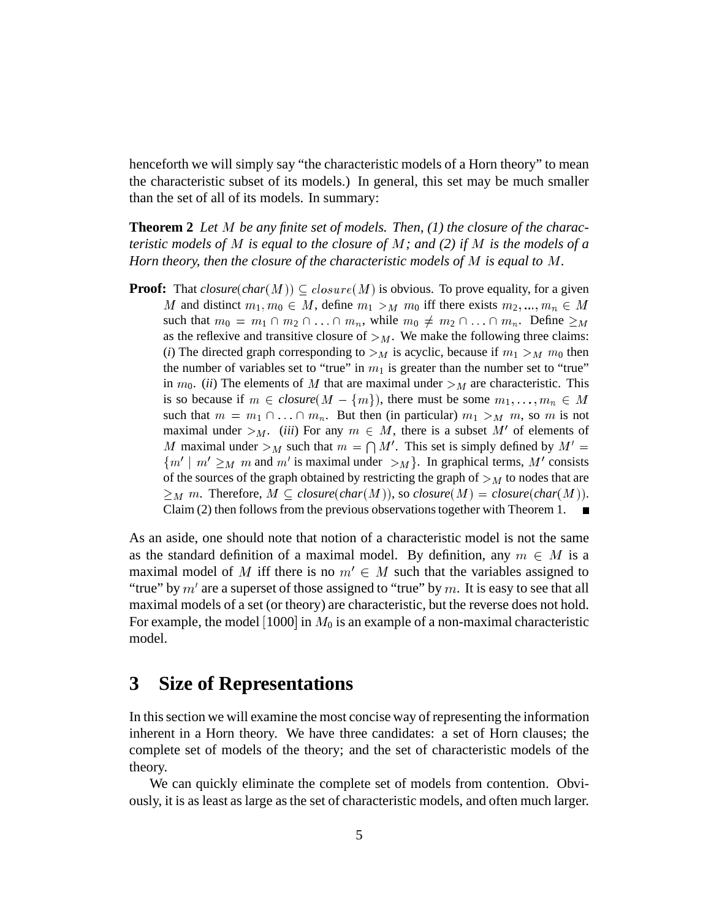henceforth we will simply say "the characteristic models of a Horn theory" to mean the characteristic subset of its models.) In general, this set may be much smaller than the set of all of its models. In summary:

**Theorem 2** *Let $M$ be any finite set of models. Then, (1) the closure of the characteristic models of $M$ is equal to the closure of $M$; and (2) if $M$ is the models of a Horn theory, then the closure of the characteristic models of $M$ is equal to $M$.*

**Proof:** That *closure*(*char*$(M)$) $\subseteq closure(M)$ is obvious. To prove equality, for a given $M$ and distinct $m_1, m_0 \in M$, define $m_1 >_M m_0$ iff there exists $m_2, ..., m_n \in M$ such that $m_0 = m_1 \cap m_2 \cap \ldots \cap m_n$, while $m_0 \neq m_2 \cap \ldots \cap m_n$. Define $\geq_M$ as the reflexive and transitive closure of $>_M$. We make the following three claims: (*i*) The directed graph corresponding to $>_M$ is acyclic, because if $m_1 >_M m_0$ then the number of variables set to "true" in $m_1$ is greater than the number set to "true" in $m_0$. (*ii*) The elements of $M$ that are maximal under $>_M$ are characteristic. This is so because if $m \in$ *closure*$(M - \{m\})$, there must be some $m_1, \ldots, m_n \in M$ such that $m = m_1 \cap \ldots \cap m_n$. But then (in particular) $m_1 >_M m$, so $m$ is not maximal under $>_M$. (*iii*) For any $m \in M$, there is a subset $M'$ of elements of $M$ maximal under $>_M$ such that $m = \bigcap M'$. This set is simply defined by $M' = \{m' \mid m' \geq_M m$ and $m'$ is maximal under $>_M\}$. In graphical terms, $M'$ consists of the sources of the graph obtained by restricting the graph of $>_M$ to nodes that are $\geq_M m$. Therefore, $M \subseteq$ *closure*(*char*$(M)$), so *closure*$(M) =$ *closure*(*char*$(M)$). Claim (2) then follows from the previous observations together with Theorem 1. ∎

As an aside, one should note that notion of a characteristic model is not the same as the standard definition of a maximal model. By definition, any $m \in M$ is a maximal model of $M$ iff there is no $m' \in M$ such that the variables assigned to "true" by $m'$ are a superset of those assigned to "true" by $m$. It is easy to see that all maximal models of a set (or theory) are characteristic, but the reverse does not hold. For example, the model [1000] in $M_0$ is an example of a non-maximal characteristic model.

## 3 Size of Representations

In this section we will examine the most concise way of representing the information inherent in a Horn theory. We have three candidates: a set of Horn clauses; the complete set of models of the theory; and the set of characteristic models of the theory.

We can quickly eliminate the complete set of models from contention. Obviously, it is as least as large as the set of characteristic models, and often much larger.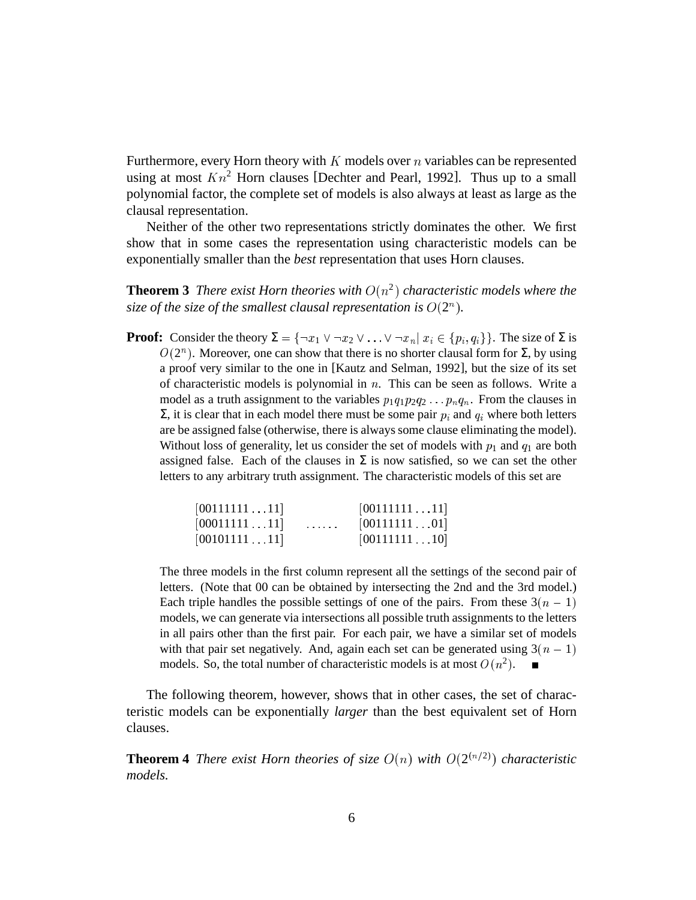Furthermore, every Horn theory with $K$ models over $n$ variables can be represented using at most $Kn^2$ Horn clauses [Dechter and Pearl, 1992]. Thus up to a small polynomial factor, the complete set of models is also always at least as large as the clausal representation.

Neither of the other two representations strictly dominates the other. We first show that in some cases the representation using characteristic models can be exponentially smaller than the *best* representation that uses Horn clauses.

**Theorem 3** *There exist Horn theories with $O(n^2)$ characteristic models where the size of the size of the smallest clausal representation is $O(2^n)$.*

**Proof:** Consider the theory $\Sigma = \{\neg x_1 \vee \neg x_2 \vee \ldots \vee \neg x_n | \; x_i \in \{p_i, q_i\}\}$. The size of $\Sigma$ is $O(2^n)$. Moreover, one can show that there is no shorter clausal form for $\Sigma$, by using a proof very similar to the one in [Kautz and Selman, 1992], but the size of its set of characteristic models is polynomial in $n$. This can be seen as follows. Write a model as a truth assignment to the variables $p_1 q_1 p_2 q_2 \ldots p_n q_n$. From the clauses in $\Sigma$, it is clear that in each model there must be some pair $p_i$ and $q_i$ where both letters are be assigned false (otherwise, there is always some clause eliminating the model). Without loss of generality, let us consider the set of models with $p_1$ and $q_1$ are both assigned false. Each of the clauses in $\Sigma$ is now satisfied, so we can set the other letters to any arbitrary truth assignment. The characteristic models of this set are

$$
\begin{array}{lcl}
[00111111\ldots11] & & [00111111\ldots11] \\
[00011111\ldots11] & \ldots\ldots & [00111111\ldots01] \\
[00101111\ldots11] & & [00111111\ldots10]
\end{array}
$$

The three models in the first column represent all the settings of the second pair of letters. (Note that 00 can be obtained by intersecting the 2nd and the 3rd model.) Each triple handles the possible settings of one of the pairs. From these $3(n-1)$ models, we can generate via intersections all possible truth assignments to the letters in all pairs other than the first pair. For each pair, we have a similar set of models with that pair set negatively. And, again each set can be generated using $3(n-1)$ models. So, the total number of characteristic models is at most $O(n^2)$. ∎

The following theorem, however, shows that in other cases, the set of characteristic models can be exponentially *larger* than the best equivalent set of Horn clauses.

**Theorem 4** *There exist Horn theories of size $O(n)$ with $O(2^{(n/2)})$ characteristic models.*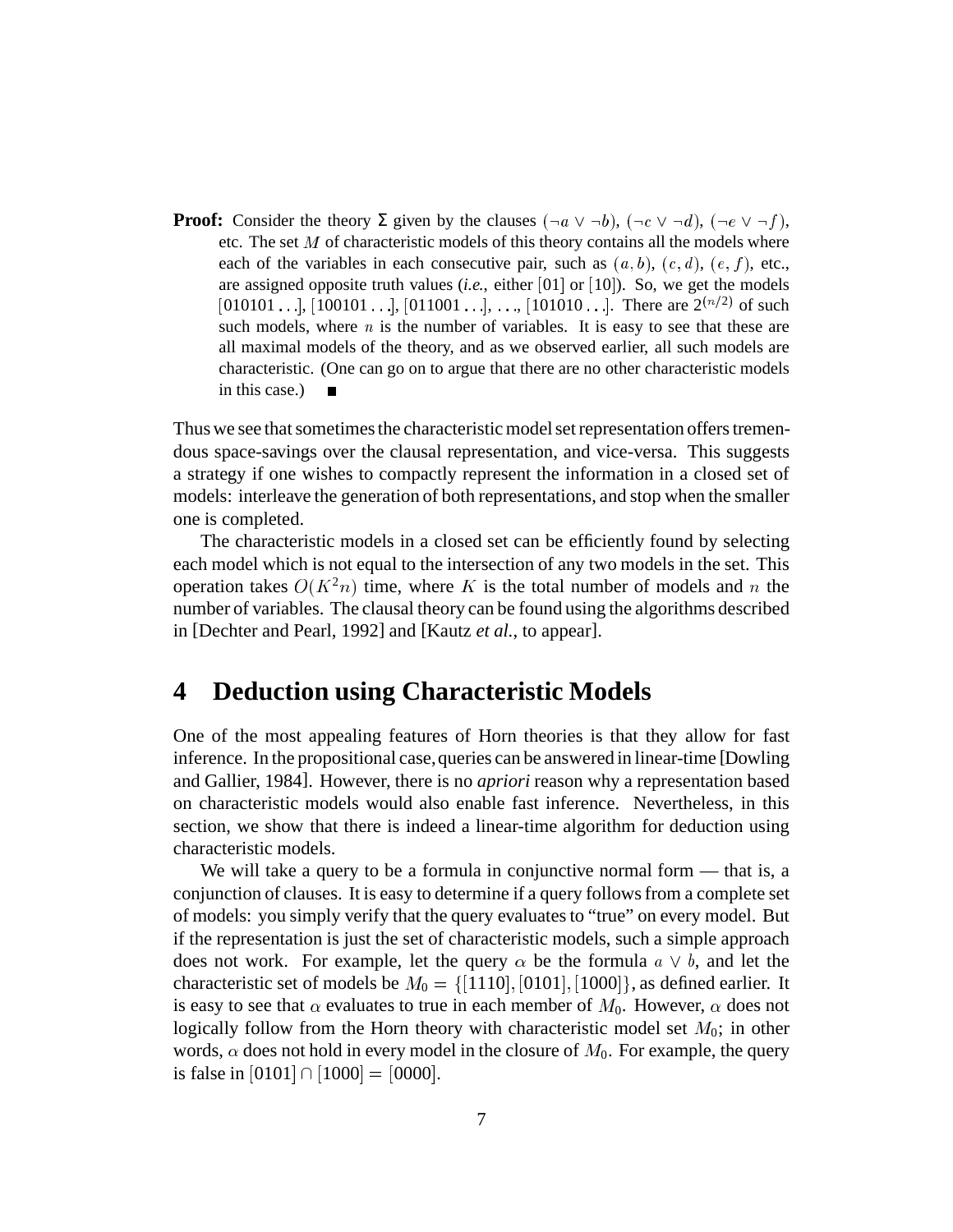**Proof:** Consider the theory $\Sigma$ given by the clauses $(\neg a \vee \neg b)$, $(\neg c \vee \neg d)$, $(\neg e \vee \neg f)$, etc. The set $M$ of characteristic models of this theory contains all the models where each of the variables in each consecutive pair, such as $(a, b)$, $(c, d)$, $(e, f)$, etc., are assigned opposite truth values (*i.e.*, either $[01]$ or $[10]$). So, we get the models $[010101\ldots]$, $[100101\ldots]$, $[011001\ldots]$, $\ldots$, $[101010\ldots]$. There are $2^{(n/2)}$ of such such models, where $n$ is the number of variables. It is easy to see that these are all maximal models of the theory, and as we observed earlier, all such models are characteristic. (One can go on to argue that there are no other characteristic models in this case.) ■

Thus we see that sometimes the characteristic model set representation offers tremendous space-savings over the clausal representation, and vice-versa. This suggests a strategy if one wishes to compactly represent the information in a closed set of models: interleave the generation of both representations, and stop when the smaller one is completed.

The characteristic models in a closed set can be efficiently found by selecting each model which is not equal to the intersection of any two models in the set. This operation takes $O(K^2n)$ time, where $K$ is the total number of models and $n$ the number of variables. The clausal theory can be found using the algorithms described in [Dechter and Pearl, 1992] and [Kautz *et al.*, to appear].

# 4 Deduction using Characteristic Models

One of the most appealing features of Horn theories is that they allow for fast inference. In the propositional case, queries can be answered in linear-time [Dowling and Gallier, 1984]. However, there is no *apriori* reason why a representation based on characteristic models would also enable fast inference. Nevertheless, in this section, we show that there is indeed a linear-time algorithm for deduction using characteristic models.

We will take a query to be a formula in conjunctive normal form — that is, a conjunction of clauses. It is easy to determine if a query follows from a complete set of models: you simply verify that the query evaluates to "true" on every model. But if the representation is just the set of characteristic models, such a simple approach does not work. For example, let the query $\alpha$ be the formula $a \vee b$, and let the characteristic set of models be $M_0 = \{[1110], [0101], [1000]\}$, as defined earlier. It is easy to see that $\alpha$ evaluates to true in each member of $M_0$. However, $\alpha$ does not logically follow from the Horn theory with characteristic model set $M_0$; in other words, $\alpha$ does not hold in every model in the closure of $M_0$. For example, the query is false in $[0101] \cap [1000] = [0000]$.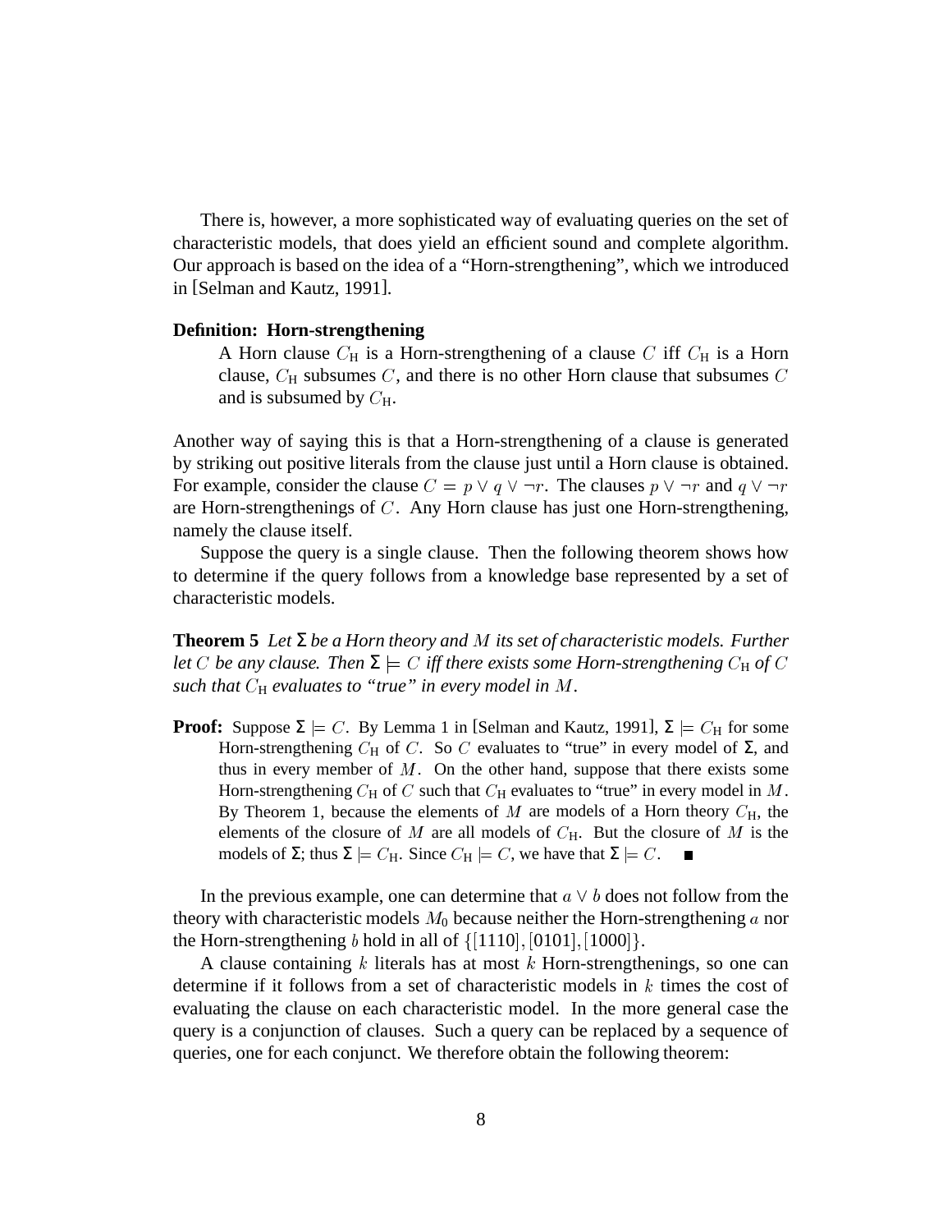There is, however, a more sophisticated way of evaluating queries on the set of characteristic models, that does yield an efficient sound and complete algorithm. Our approach is based on the idea of a "Horn-strengthening", which we introduced in [Selman and Kautz, 1991].

**Definition: Horn-strengthening**

> A Horn clause $C_{\mathrm{H}}$ is a Horn-strengthening of a clause $C$ iff $C_{\mathrm{H}}$ is a Horn clause, $C_{\mathrm{H}}$ subsumes $C$, and there is no other Horn clause that subsumes $C$ and is subsumed by $C_{\mathrm{H}}$.

Another way of saying this is that a Horn-strengthening of a clause is generated by striking out positive literals from the clause just until a Horn clause is obtained. For example, consider the clause $C = p \vee q \vee \neg r$. The clauses $p \vee \neg r$ and $q \vee \neg r$ are Horn-strengthenings of $C$. Any Horn clause has just one Horn-strengthening, namely the clause itself.

Suppose the query is a single clause. Then the following theorem shows how to determine if the query follows from a knowledge base represented by a set of characteristic models.

**Theorem 5** *Let $\Sigma$ be a Horn theory and $M$ its set of characteristic models. Further let $C$ be any clause. Then $\Sigma \models C$ iff there exists some Horn-strengthening $C_{\mathrm{H}}$ of $C$ such that $C_{\mathrm{H}}$ evaluates to "true" in every model in $M$.*

**Proof:** Suppose $\Sigma \models C$. By Lemma 1 in [Selman and Kautz, 1991], $\Sigma \models C_{\mathrm{H}}$ for some Horn-strengthening $C_{\mathrm{H}}$ of $C$. So $C$ evaluates to "true" in every model of $\Sigma$, and thus in every member of $M$. On the other hand, suppose that there exists some Horn-strengthening $C_{\mathrm{H}}$ of $C$ such that $C_{\mathrm{H}}$ evaluates to "true" in every model in $M$. By Theorem 1, because the elements of $M$ are models of a Horn theory $C_{\mathrm{H}}$, the elements of the closure of $M$ are all models of $C_{\mathrm{H}}$. But the closure of $M$ is the models of $\Sigma$; thus $\Sigma \models C_{\mathrm{H}}$. Since $C_{\mathrm{H}} \models C$, we have that $\Sigma \models C$. ∎

In the previous example, one can determine that $a \vee b$ does not follow from the theory with characteristic models $M_0$ because neither the Horn-strengthening $a$ nor the Horn-strengthening $b$ hold in all of $\{[1110], [0101], [1000]\}$.

A clause containing $k$ literals has at most $k$ Horn-strengthenings, so one can determine if it follows from a set of characteristic models in $k$ times the cost of evaluating the clause on each characteristic model. In the more general case the query is a conjunction of clauses. Such a query can be replaced by a sequence of queries, one for each conjunct. We therefore obtain the following theorem: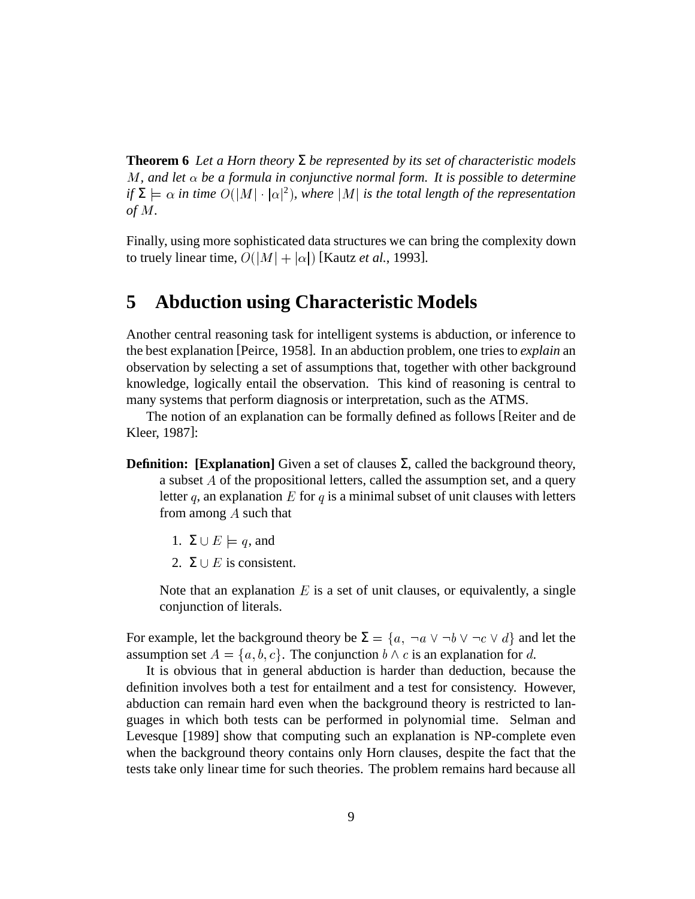**Theorem 6** *Let a Horn theory* $\Sigma$ *be represented by its set of characteristic models* $M$*, and let* $\alpha$ *be a formula in conjunctive normal form. It is possible to determine if* $\Sigma \models \alpha$ *in time* $O(|M| \cdot |\alpha|^2)$*, where* $|M|$ *is the total length of the representation of* $M$*.*

Finally, using more sophisticated data structures we can bring the complexity down to truely linear time, $O(|M| + |\alpha|)$ [Kautz *et al.*, 1993].

# 5 Abduction using Characteristic Models

Another central reasoning task for intelligent systems is abduction, or inference to the best explanation [Peirce, 1958]. In an abduction problem, one tries to *explain* an observation by selecting a set of assumptions that, together with other background knowledge, logically entail the observation. This kind of reasoning is central to many systems that perform diagnosis or interpretation, such as the ATMS.

The notion of an explanation can be formally defined as follows [Reiter and de Kleer, 1987]:

**Definition: [Explanation]** Given a set of clauses $\Sigma$, called the background theory, a subset $A$ of the propositional letters, called the assumption set, and a query letter $q$, an explanation $E$ for $q$ is a minimal subset of unit clauses with letters from among $A$ such that

1. $\Sigma \cup E \models q$, and
2. $\Sigma \cup E$ is consistent.

Note that an explanation $E$ is a set of unit clauses, or equivalently, a single conjunction of literals.

For example, let the background theory be $\Sigma = \{a, \neg a \vee \neg b \vee \neg c \vee d\}$ and let the assumption set $A = \{a, b, c\}$. The conjunction $b \wedge c$ is an explanation for $d$.

It is obvious that in general abduction is harder than deduction, because the definition involves both a test for entailment and a test for consistency. However, abduction can remain hard even when the background theory is restricted to languages in which both tests can be performed in polynomial time. Selman and Levesque [1989] show that computing such an explanation is NP-complete even when the background theory contains only Horn clauses, despite the fact that the tests take only linear time for such theories. The problem remains hard because all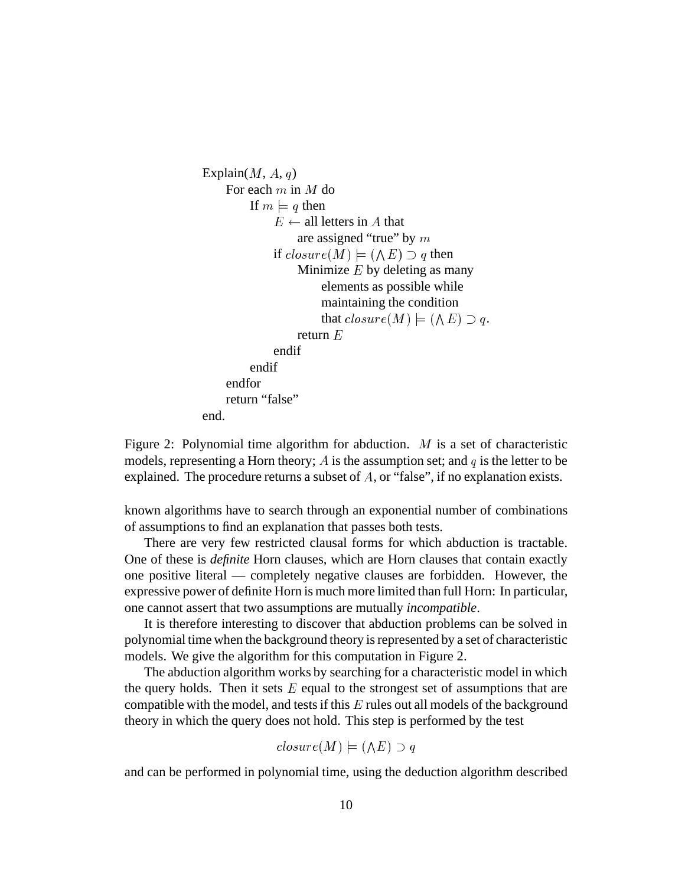```
Explain(M, A, q)
    For each m in M do
        If m ⊨ q then
            E ← all letters in A that
                are assigned "true" by m
            if closure(M) ⊨ (⋀E) ⊃ q then
                Minimize E by deleting as many
                    elements as possible while
                    maintaining the condition
                    that closure(M) ⊨ (⋀E) ⊃ q.
                return E
            endif
        endif
    endfor
    return "false"
end.
```

Figure 2: Polynomial time algorithm for abduction. $M$ is a set of characteristic models, representing a Horn theory; $A$ is the assumption set; and $q$ is the letter to be explained. The procedure returns a subset of $A$, or "false", if no explanation exists.

known algorithms have to search through an exponential number of combinations of assumptions to find an explanation that passes both tests.

There are very few restricted clausal forms for which abduction is tractable. One of these is *definite* Horn clauses, which are Horn clauses that contain exactly one positive literal — completely negative clauses are forbidden. However, the expressive power of definite Horn is much more limited than full Horn: In particular, one cannot assert that two assumptions are mutually *incompatible*.

It is therefore interesting to discover that abduction problems can be solved in polynomial time when the background theory is represented by a set of characteristic models. We give the algorithm for this computation in Figure 2.

The abduction algorithm works by searching for a characteristic model in which the query holds. Then it sets $E$ equal to the strongest set of assumptions that are compatible with the model, and tests if this $E$ rules out all models of the background theory in which the query does not hold. This step is performed by the test

$$closure(M) \models (\bigwedge E) \supset q$$

and can be performed in polynomial time, using the deduction algorithm described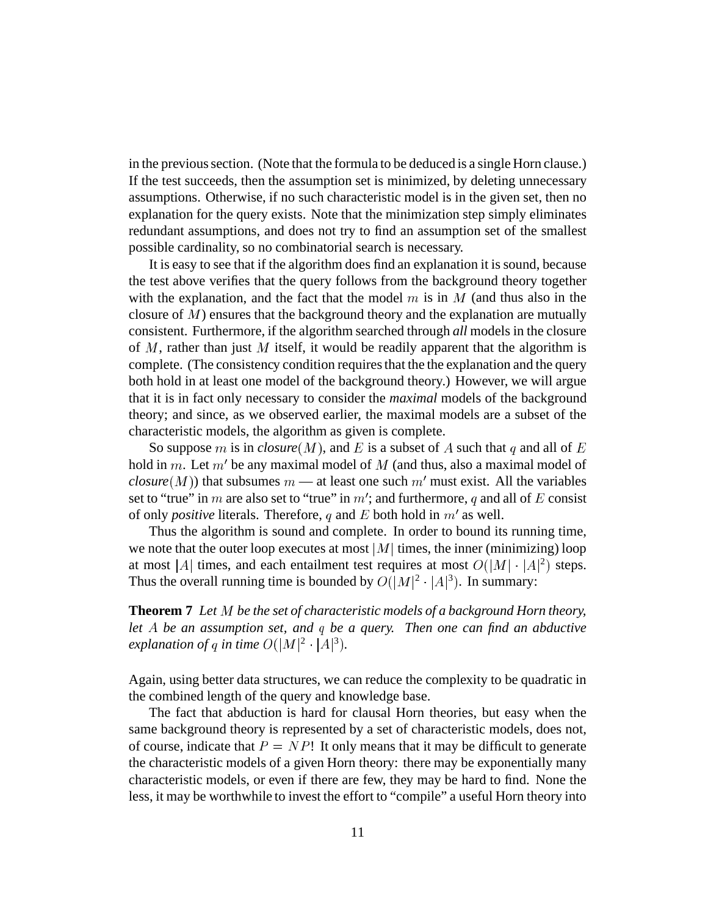in the previous section. (Note that the formula to be deduced is a single Horn clause.) If the test succeeds, then the assumption set is minimized, by deleting unnecessary assumptions. Otherwise, if no such characteristic model is in the given set, then no explanation for the query exists. Note that the minimization step simply eliminates redundant assumptions, and does not try to find an assumption set of the smallest possible cardinality, so no combinatorial search is necessary.

It is easy to see that if the algorithm does find an explanation it is sound, because the test above verifies that the query follows from the background theory together with the explanation, and the fact that the model $m$ is in $M$ (and thus also in the closure of $M$) ensures that the background theory and the explanation are mutually consistent. Furthermore, if the algorithm searched through *all* models in the closure of $M$, rather than just $M$ itself, it would be readily apparent that the algorithm is complete. (The consistency condition requires that the the explanation and the query both hold in at least one model of the background theory.) However, we will argue that it is in fact only necessary to consider the *maximal* models of the background theory; and since, as we observed earlier, the maximal models are a subset of the characteristic models, the algorithm as given is complete.

So suppose $m$ is in *closure*$(M)$, and $E$ is a subset of $A$ such that $q$ and all of $E$ hold in $m$. Let $m'$ be any maximal model of $M$ (and thus, also a maximal model of *closure*$(M)$) that subsumes $m$ — at least one such $m'$ must exist. All the variables set to "true" in $m$ are also set to "true" in $m'$; and furthermore, $q$ and all of $E$ consist of only *positive* literals. Therefore, $q$ and $E$ both hold in $m'$ as well.

Thus the algorithm is sound and complete. In order to bound its running time, we note that the outer loop executes at most $|M|$ times, the inner (minimizing) loop at most $|A|$ times, and each entailment test requires at most $O(|M| \cdot |A|^2)$ steps. Thus the overall running time is bounded by $O(|M|^2 \cdot |A|^3)$. In summary:

**Theorem 7** *Let $M$ be the set of characteristic models of a background Horn theory, let $A$ be an assumption set, and $q$ be a query. Then one can find an abductive explanation of $q$ in time $O(|M|^2 \cdot |A|^3)$.*

Again, using better data structures, we can reduce the complexity to be quadratic in the combined length of the query and knowledge base.

The fact that abduction is hard for clausal Horn theories, but easy when the same background theory is represented by a set of characteristic models, does not, of course, indicate that $P = NP$! It only means that it may be difficult to generate the characteristic models of a given Horn theory: there may be exponentially many characteristic models, or even if there are few, they may be hard to find. None the less, it may be worthwhile to invest the effort to "compile" a useful Horn theory into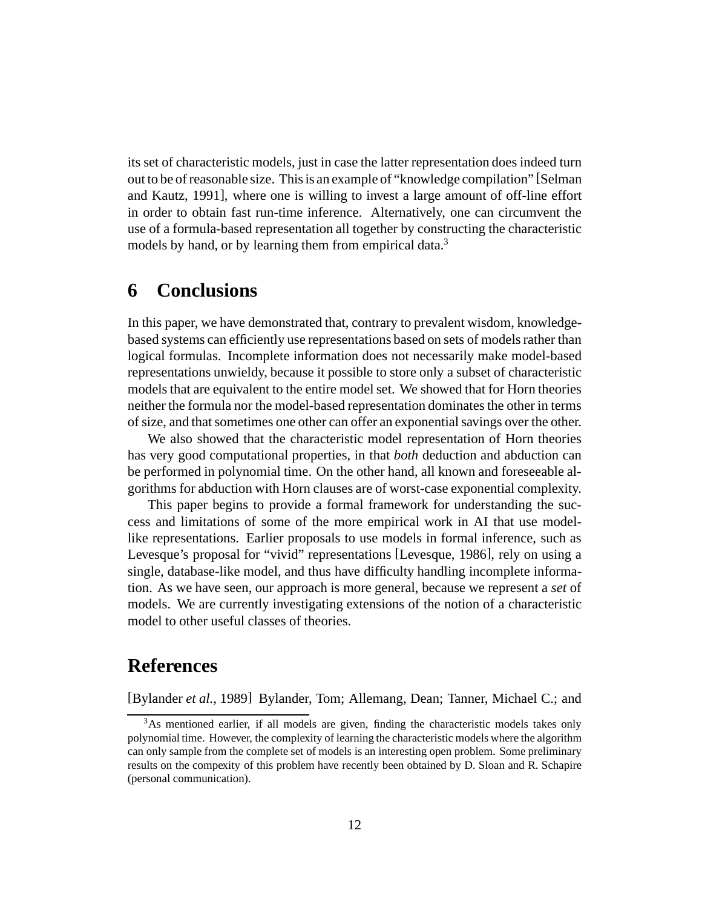its set of characteristic models, just in case the latter representation does indeed turn out to be of reasonable size. This is an example of "knowledge compilation" [Selman and Kautz, 1991], where one is willing to invest a large amount of off-line effort in order to obtain fast run-time inference. Alternatively, one can circumvent the use of a formula-based representation all together by constructing the characteristic models by hand, or by learning them from empirical data.[3]

## 6 Conclusions

In this paper, we have demonstrated that, contrary to prevalent wisdom, knowledge-based systems can efficiently use representations based on sets of models rather than logical formulas. Incomplete information does not necessarily make model-based representations unwieldy, because it possible to store only a subset of characteristic models that are equivalent to the entire model set. We showed that for Horn theories neither the formula nor the model-based representation dominates the other in terms of size, and that sometimes one other can offer an exponential savings over the other.

We also showed that the characteristic model representation of Horn theories has very good computational properties, in that *both* deduction and abduction can be performed in polynomial time. On the other hand, all known and foreseeable algorithms for abduction with Horn clauses are of worst-case exponential complexity.

This paper begins to provide a formal framework for understanding the success and limitations of some of the more empirical work in AI that use model-like representations. Earlier proposals to use models in formal inference, such as Levesque's proposal for "vivid" representations [Levesque, 1986], rely on using a single, database-like model, and thus have difficulty handling incomplete information. As we have seen, our approach is more general, because we represent a *set* of models. We are currently investigating extensions of the notion of a characteristic model to other useful classes of theories.

## References

[Bylander *et al.*, 1989] Bylander, Tom; Allemang, Dean; Tanner, Michael C.; and

[3] As mentioned earlier, if all models are given, finding the characteristic models takes only polynomial time. However, the complexity of learning the characteristic models where the algorithm can only sample from the complete set of models is an interesting open problem. Some preliminary results on the compexity of this problem have recently been obtained by D. Sloan and R. Schapire (personal communication).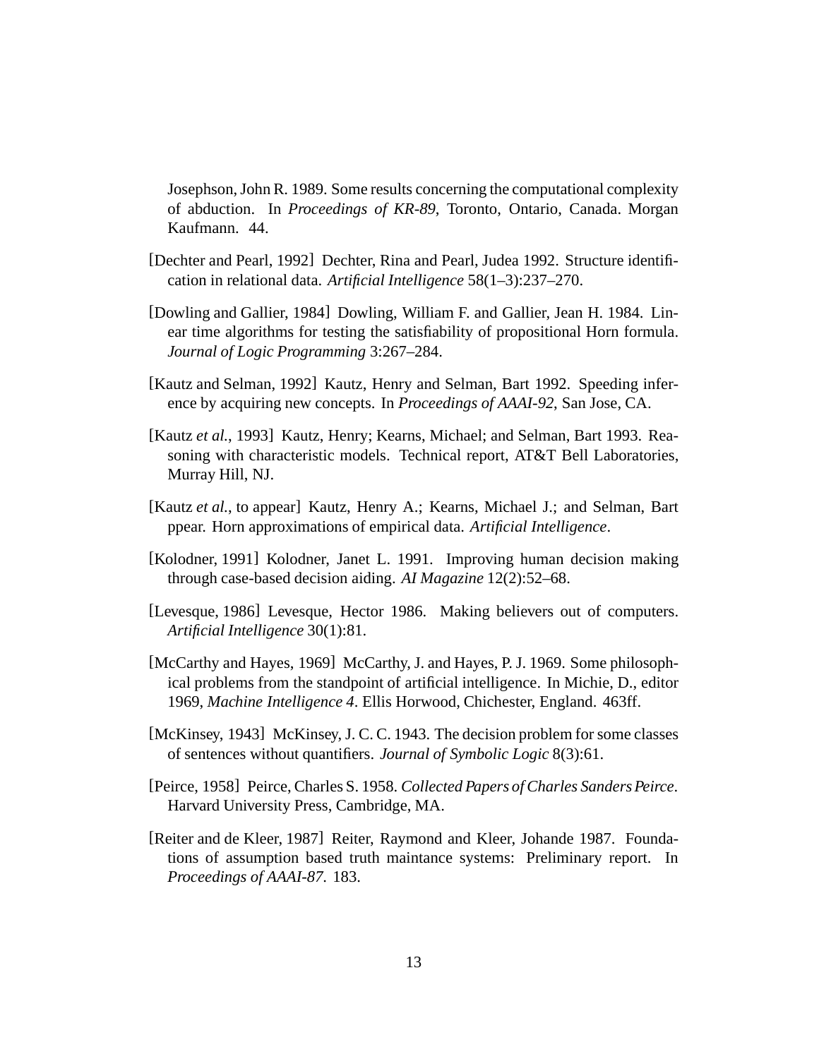Josephson, John R. 1989. Some results concerning the computational complexity of abduction. In *Proceedings of KR-89*, Toronto, Ontario, Canada. Morgan Kaufmann. 44.

[Dechter and Pearl, 1992] Dechter, Rina and Pearl, Judea 1992. Structure identification in relational data. *Artificial Intelligence* 58(1–3):237–270.

[Dowling and Gallier, 1984] Dowling, William F. and Gallier, Jean H. 1984. Linear time algorithms for testing the satisfiability of propositional Horn formula. *Journal of Logic Programming* 3:267–284.

[Kautz and Selman, 1992] Kautz, Henry and Selman, Bart 1992. Speeding inference by acquiring new concepts. In *Proceedings of AAAI-92*, San Jose, CA.

[Kautz *et al.*, 1993] Kautz, Henry; Kearns, Michael; and Selman, Bart 1993. Reasoning with characteristic models. Technical report, AT&T Bell Laboratories, Murray Hill, NJ.

[Kautz *et al.*, to appear] Kautz, Henry A.; Kearns, Michael J.; and Selman, Bart ppear. Horn approximations of empirical data. *Artificial Intelligence*.

[Kolodner, 1991] Kolodner, Janet L. 1991. Improving human decision making through case-based decision aiding. *AI Magazine* 12(2):52–68.

[Levesque, 1986] Levesque, Hector 1986. Making believers out of computers. *Artificial Intelligence* 30(1):81.

[McCarthy and Hayes, 1969] McCarthy, J. and Hayes, P. J. 1969. Some philosophical problems from the standpoint of artificial intelligence. In Michie, D., editor 1969, *Machine Intelligence 4*. Ellis Horwood, Chichester, England. 463ff.

[McKinsey, 1943] McKinsey, J. C. C. 1943. The decision problem for some classes of sentences without quantifiers. *Journal of Symbolic Logic* 8(3):61.

[Peirce, 1958] Peirce, Charles S. 1958. *Collected Papers of Charles Sanders Peirce*. Harvard University Press, Cambridge, MA.

[Reiter and de Kleer, 1987] Reiter, Raymond and Kleer, Johande 1987. Foundations of assumption based truth maintance systems: Preliminary report. In *Proceedings of AAAI-87*. 183.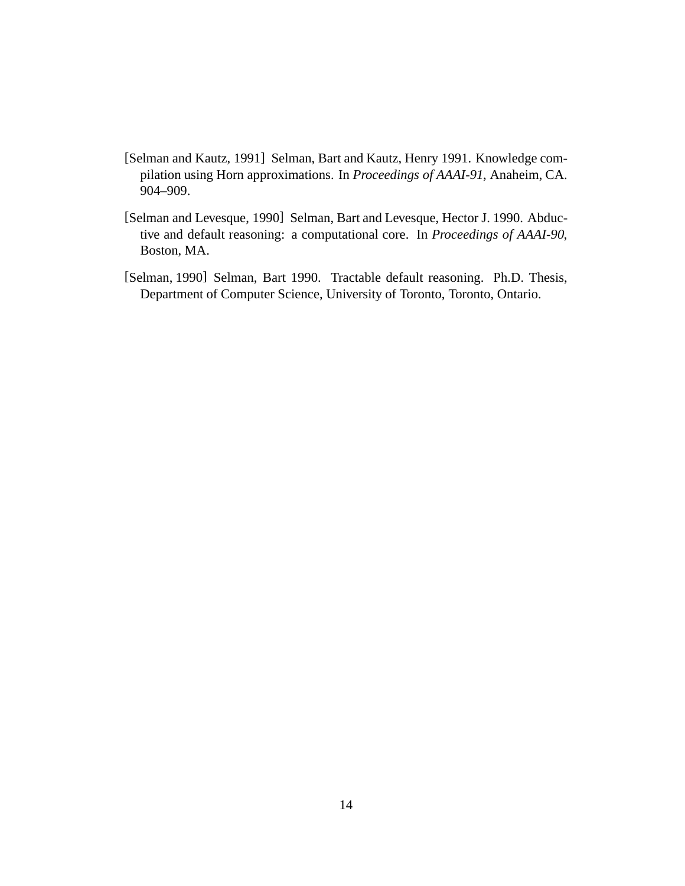[Selman and Kautz, 1991] Selman, Bart and Kautz, Henry 1991. Knowledge compilation using Horn approximations. In *Proceedings of AAAI-91*, Anaheim, CA. 904–909.

[Selman and Levesque, 1990] Selman, Bart and Levesque, Hector J. 1990. Abductive and default reasoning: a computational core. In *Proceedings of AAAI-90*, Boston, MA.

[Selman, 1990] Selman, Bart 1990. Tractable default reasoning. Ph.D. Thesis, Department of Computer Science, University of Toronto, Toronto, Ontario.